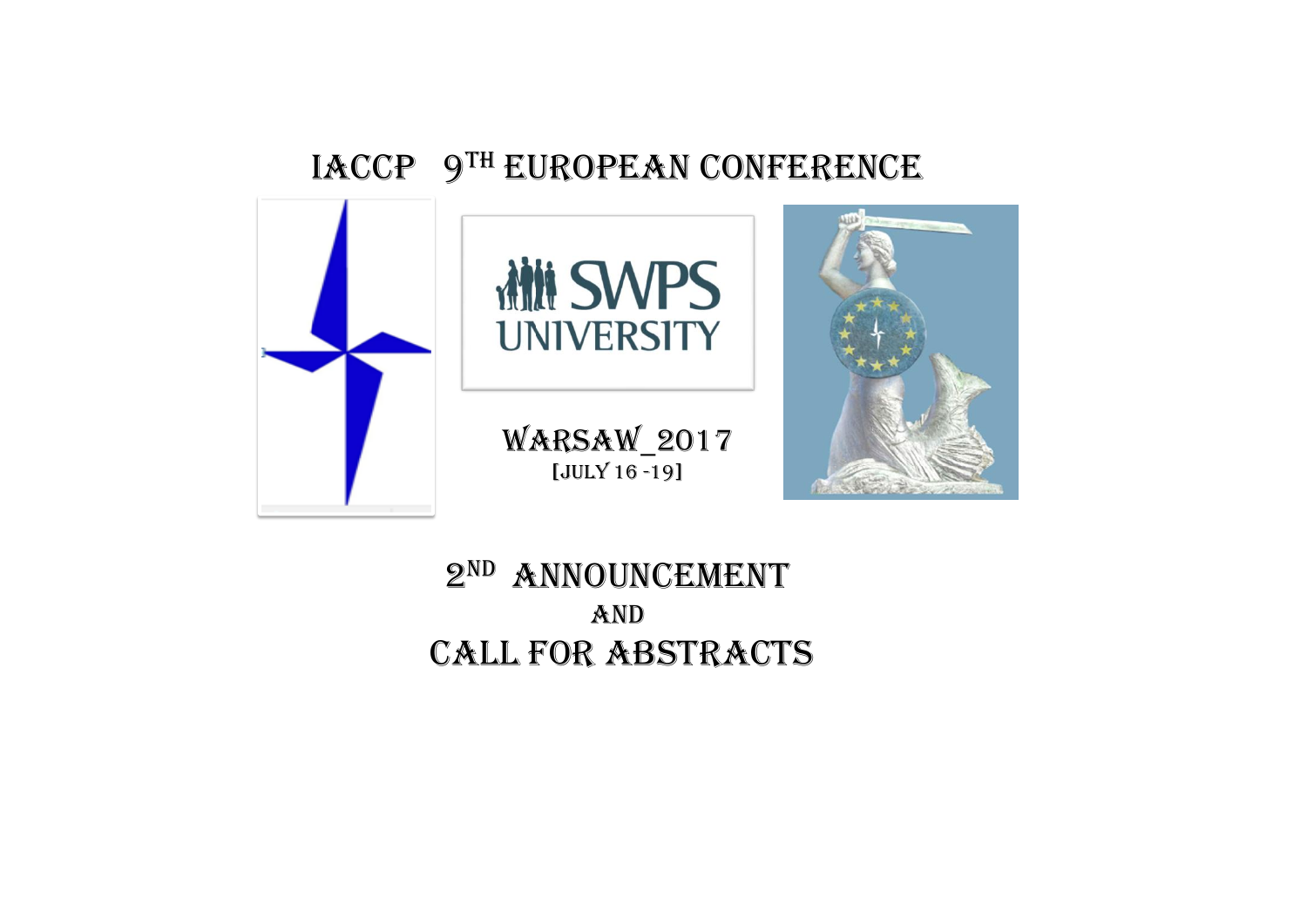# IACCP 9TH EUROPEAN CONFERENCE

SWPS UNIVERSITY

WARSAW_2017

[JULY 16 -19]

## 2ND ANNOUNCEMENT

AND

## CALL FOR ABSTRACTS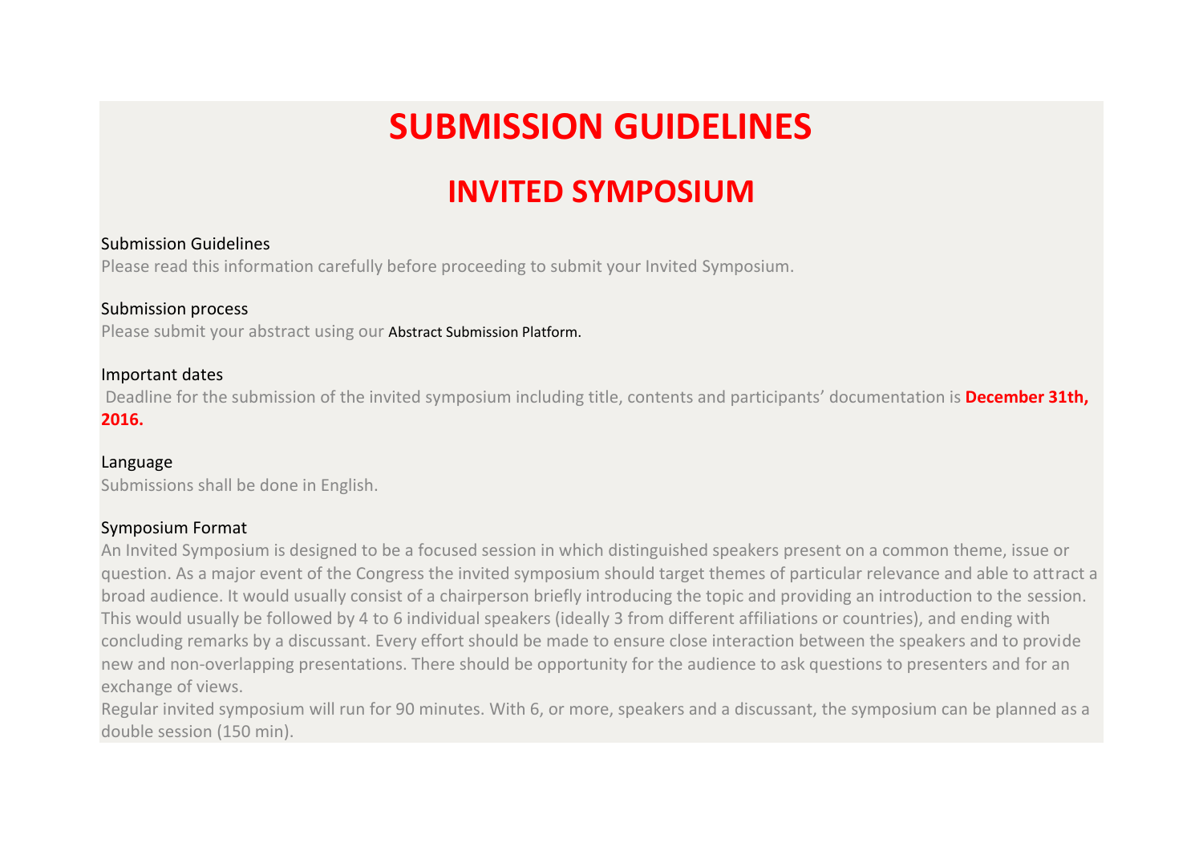# SUBMISSION GUIDELINES

## INVITED SYMPOSIUM

### Submission Guidelines

Please read this information carefully before proceeding to submit your Invited Symposium.

### Submission process

Please submit your abstract using our Abstract Submission Platform.

### Important dates

Deadline for the submission of the invited symposium including title, contents and participants' documentation is **December 31th, 2016.**

### Language

Submissions shall be done in English.

### Symposium Format

An Invited Symposium is designed to be a focused session in which distinguished speakers present on a common theme, issue or question. As a major event of the Congress the invited symposium should target themes of particular relevance and able to attract a broad audience. It would usually consist of a chairperson briefly introducing the topic and providing an introduction to the session. This would usually be followed by 4 to 6 individual speakers (ideally 3 from different affiliations or countries), and ending with concluding remarks by a discussant. Every effort should be made to ensure close interaction between the speakers and to provide new and non-overlapping presentations. There should be opportunity for the audience to ask questions to presenters and for an exchange of views.

Regular invited symposium will run for 90 minutes. With 6, or more, speakers and a discussant, the symposium can be planned as a double session (150 min).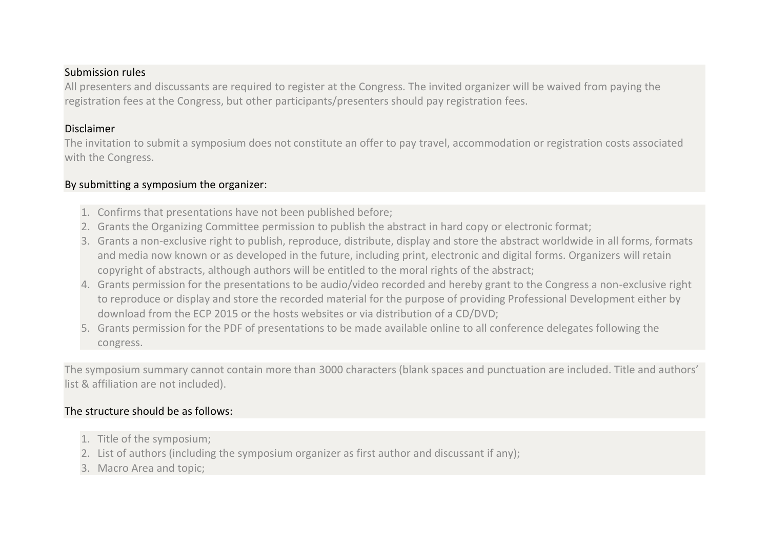### Submission rules

All presenters and discussants are required to register at the Congress. The invited organizer will be waived from paying the registration fees at the Congress, but other participants/presenters should pay registration fees.

### Disclaimer

The invitation to submit a symposium does not constitute an offer to pay travel, accommodation or registration costs associated with the Congress.

### By submitting a symposium the organizer:

1. Confirms that presentations have not been published before;
2. Grants the Organizing Committee permission to publish the abstract in hard copy or electronic format;
3. Grants a non-exclusive right to publish, reproduce, distribute, display and store the abstract worldwide in all forms, formats and media now known or as developed in the future, including print, electronic and digital forms. Organizers will retain copyright of abstracts, although authors will be entitled to the moral rights of the abstract;
4. Grants permission for the presentations to be audio/video recorded and hereby grant to the Congress a non-exclusive right to reproduce or display and store the recorded material for the purpose of providing Professional Development either by download from the ECP 2015 or the hosts websites or via distribution of a CD/DVD;
5. Grants permission for the PDF of presentations to be made available online to all conference delegates following the congress.

The symposium summary cannot contain more than 3000 characters (blank spaces and punctuation are included. Title and authors' list & affiliation are not included).

### The structure should be as follows:

1. Title of the symposium;
2. List of authors (including the symposium organizer as first author and discussant if any);
3. Macro Area and topic;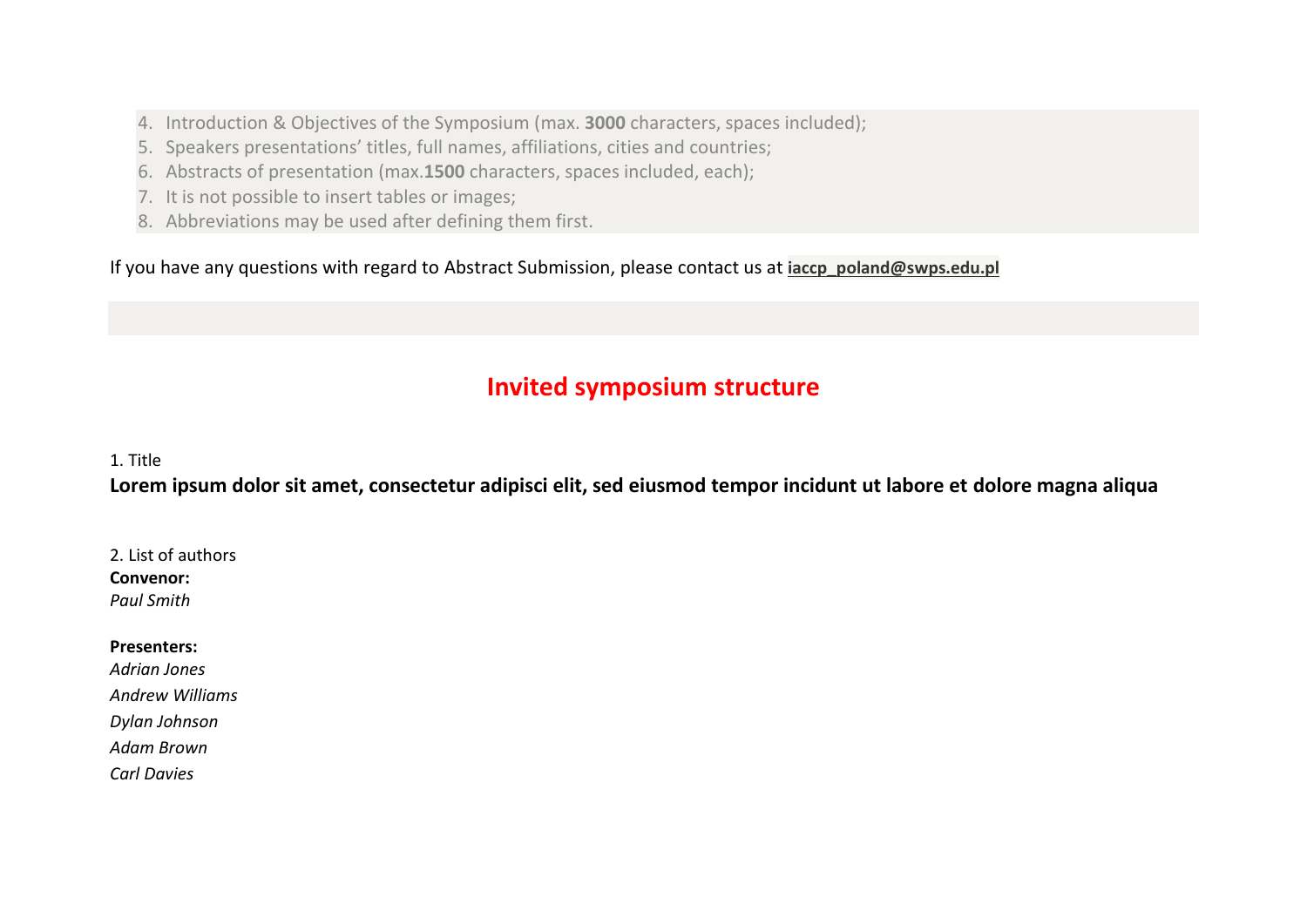4. Introduction & Objectives of the Symposium (max. **3000** characters, spaces included);
5. Speakers presentations' titles, full names, affiliations, cities and countries;
6. Abstracts of presentation (max.**1500** characters, spaces included, each);
7. It is not possible to insert tables or images;
8. Abbreviations may be used after defining them first.

If you have any questions with regard to Abstract Submission, please contact us at **iaccp_poland@swps.edu.pl**

## Invited symposium structure

1. Title

**Lorem ipsum dolor sit amet, consectetur adipisci elit, sed eiusmod tempor incidunt ut labore et dolore magna aliqua**

2. List of authors

**Convenor:**
*Paul Smith*

**Presenters:**
*Adrian Jones*
*Andrew Williams*
*Dylan Johnson*
*Adam Brown*
*Carl Davies*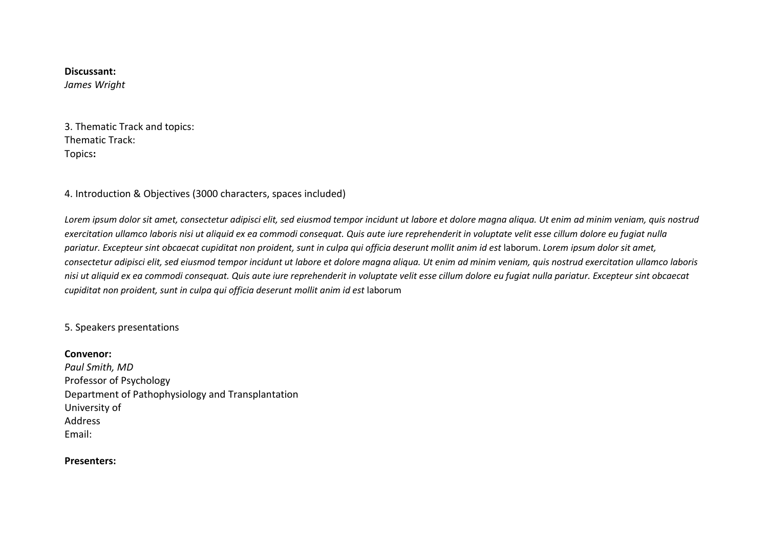**Discussant:**
*James Wright*

3. Thematic Track and topics:
Thematic Track:
Topics**:**

4. Introduction & Objectives (3000 characters, spaces included)

*Lorem ipsum dolor sit amet, consectetur adipisci elit, sed eiusmod tempor incidunt ut labore et dolore magna aliqua. Ut enim ad minim veniam, quis nostrud exercitation ullamco laboris nisi ut aliquid ex ea commodi consequat. Quis aute iure reprehenderit in voluptate velit esse cillum dolore eu fugiat nulla pariatur. Excepteur sint obcaecat cupiditat non proident, sunt in culpa qui officia deserunt mollit anim id est* laborum. *Lorem ipsum dolor sit amet, consectetur adipisci elit, sed eiusmod tempor incidunt ut labore et dolore magna aliqua. Ut enim ad minim veniam, quis nostrud exercitation ullamco laboris nisi ut aliquid ex ea commodi consequat. Quis aute iure reprehenderit in voluptate velit esse cillum dolore eu fugiat nulla pariatur. Excepteur sint obcaecat cupiditat non proident, sunt in culpa qui officia deserunt mollit anim id est* laborum

5. Speakers presentations

**Convenor:**
*Paul Smith, MD*
Professor of Psychology
Department of Pathophysiology and Transplantation
University of
Address
Email:

**Presenters:**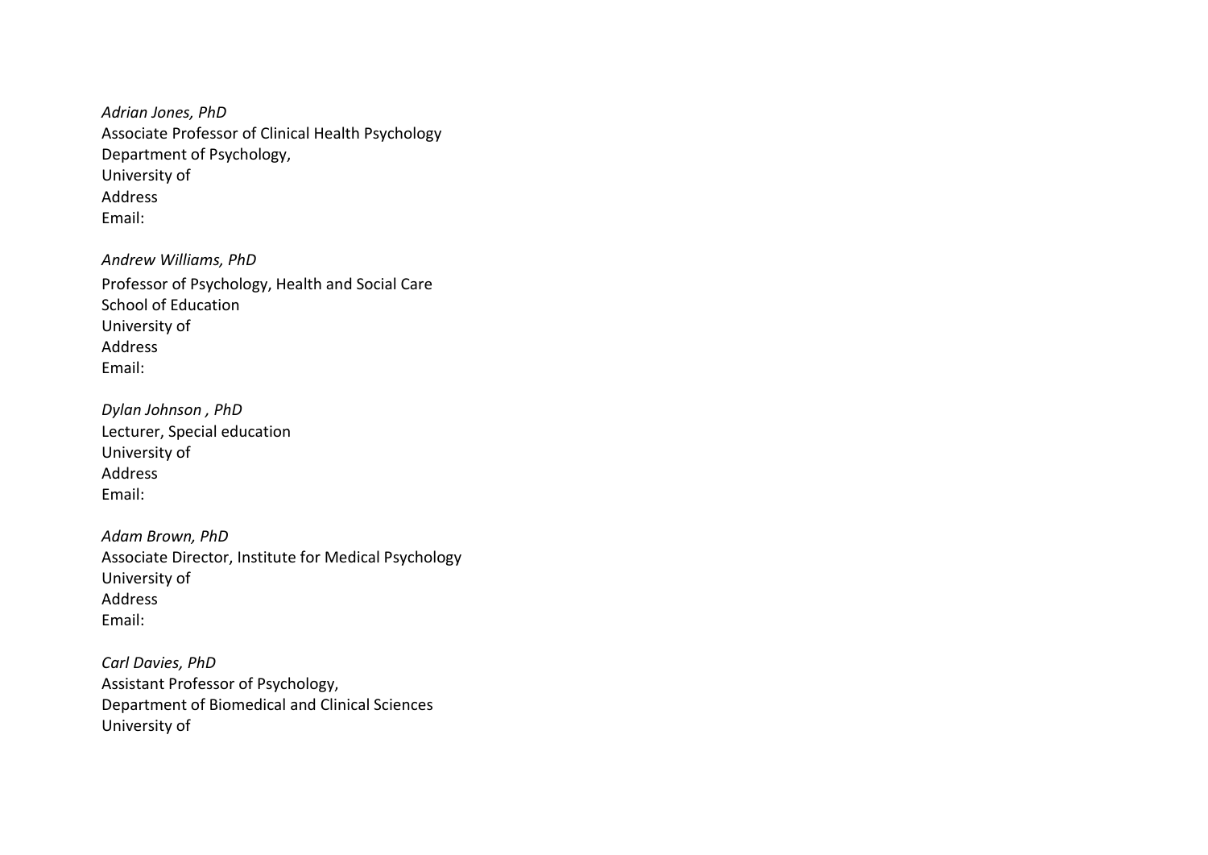*Adrian Jones, PhD*
Associate Professor of Clinical Health Psychology
Department of Psychology,
University of
Address
Email:

*Andrew Williams, PhD*
Professor of Psychology, Health and Social Care
School of Education
University of
Address
Email:

*Dylan Johnson , PhD*
Lecturer, Special education
University of
Address
Email:

*Adam Brown, PhD*
Associate Director, Institute for Medical Psychology
University of
Address
Email:

*Carl Davies, PhD*
Assistant Professor of Psychology,
Department of Biomedical and Clinical Sciences
University of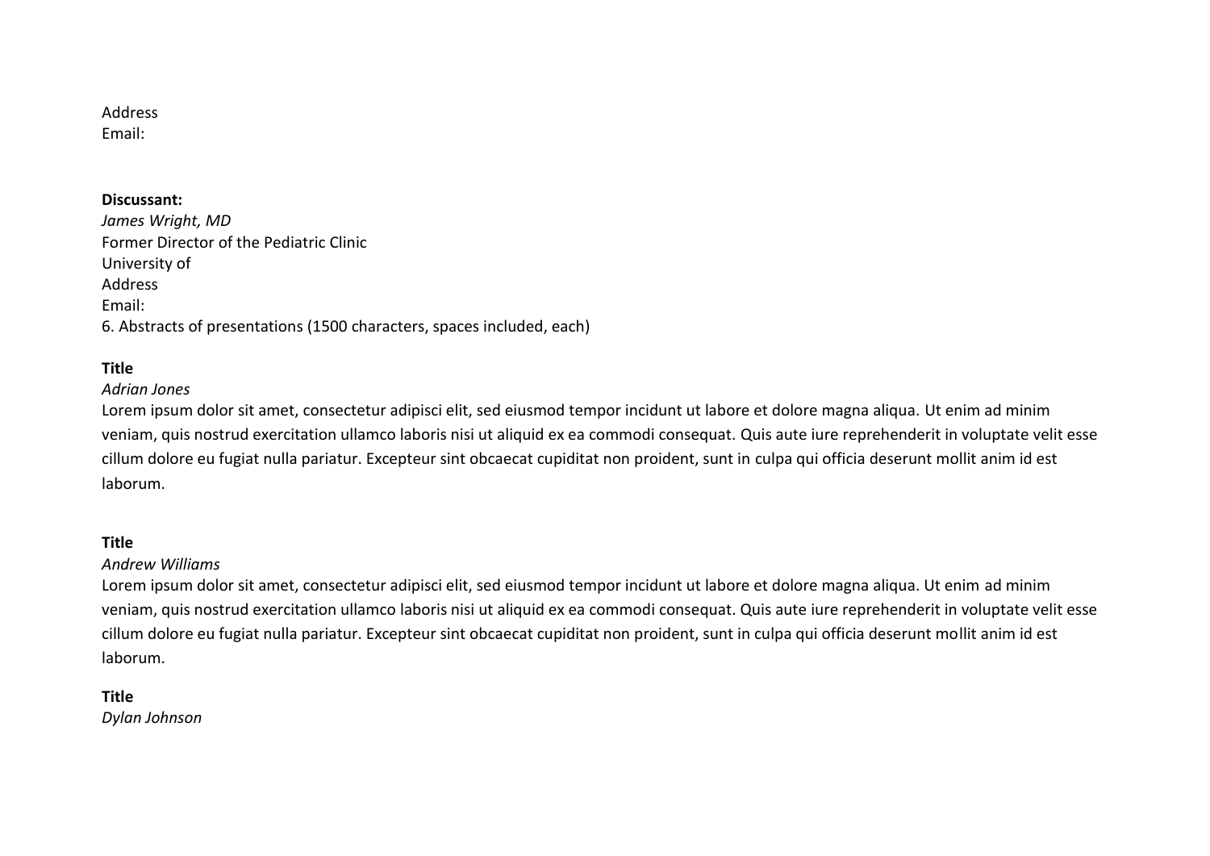Address
Email:

**Discussant:**
*James Wright, MD*
Former Director of the Pediatric Clinic
University of
Address
Email:
6. Abstracts of presentations (1500 characters, spaces included, each)

**Title**
*Adrian Jones*
Lorem ipsum dolor sit amet, consectetur adipisci elit, sed eiusmod tempor incidunt ut labore et dolore magna aliqua. Ut enim ad minim veniam, quis nostrud exercitation ullamco laboris nisi ut aliquid ex ea commodi consequat. Quis aute iure reprehenderit in voluptate velit esse cillum dolore eu fugiat nulla pariatur. Excepteur sint obcaecat cupiditat non proident, sunt in culpa qui officia deserunt mollit anim id est laborum.

**Title**
*Andrew Williams*
Lorem ipsum dolor sit amet, consectetur adipisci elit, sed eiusmod tempor incidunt ut labore et dolore magna aliqua. Ut enim ad minim veniam, quis nostrud exercitation ullamco laboris nisi ut aliquid ex ea commodi consequat. Quis aute iure reprehenderit in voluptate velit esse cillum dolore eu fugiat nulla pariatur. Excepteur sint obcaecat cupiditat non proident, sunt in culpa qui officia deserunt mollit anim id est laborum.

**Title**
*Dylan Johnson*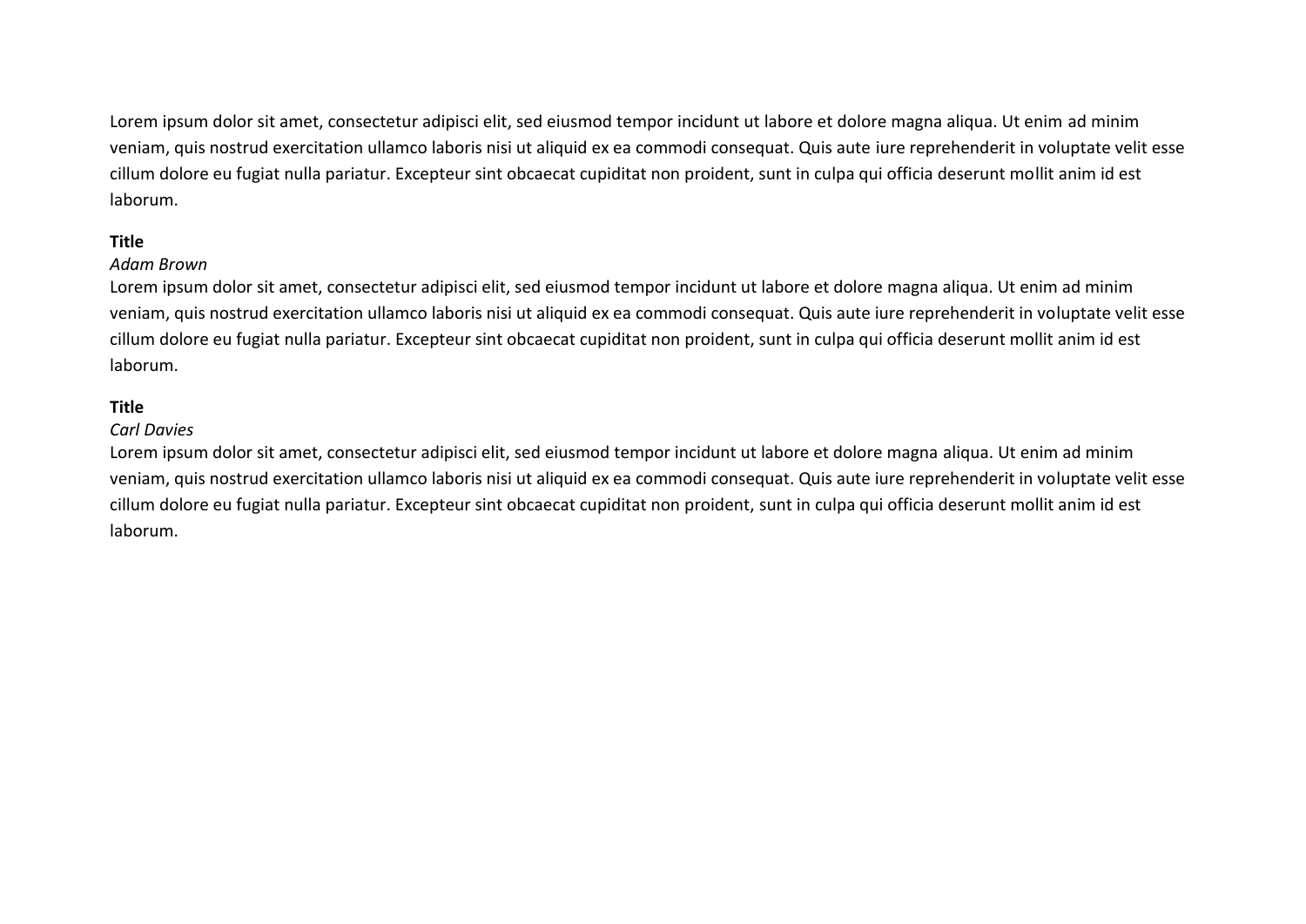Lorem ipsum dolor sit amet, consectetur adipisci elit, sed eiusmod tempor incidunt ut labore et dolore magna aliqua. Ut enim ad minim veniam, quis nostrud exercitation ullamco laboris nisi ut aliquid ex ea commodi consequat. Quis aute iure reprehenderit in voluptate velit esse cillum dolore eu fugiat nulla pariatur. Excepteur sint obcaecat cupiditat non proident, sunt in culpa qui officia deserunt mollit anim id est laborum.

**Title**
*Adam Brown*
Lorem ipsum dolor sit amet, consectetur adipisci elit, sed eiusmod tempor incidunt ut labore et dolore magna aliqua. Ut enim ad minim veniam, quis nostrud exercitation ullamco laboris nisi ut aliquid ex ea commodi consequat. Quis aute iure reprehenderit in voluptate velit esse cillum dolore eu fugiat nulla pariatur. Excepteur sint obcaecat cupiditat non proident, sunt in culpa qui officia deserunt mollit anim id est laborum.

**Title**
*Carl Davies*
Lorem ipsum dolor sit amet, consectetur adipisci elit, sed eiusmod tempor incidunt ut labore et dolore magna aliqua. Ut enim ad minim veniam, quis nostrud exercitation ullamco laboris nisi ut aliquid ex ea commodi consequat. Quis aute iure reprehenderit in voluptate velit esse cillum dolore eu fugiat nulla pariatur. Excepteur sint obcaecat cupiditat non proident, sunt in culpa qui officia deserunt mollit anim id est laborum.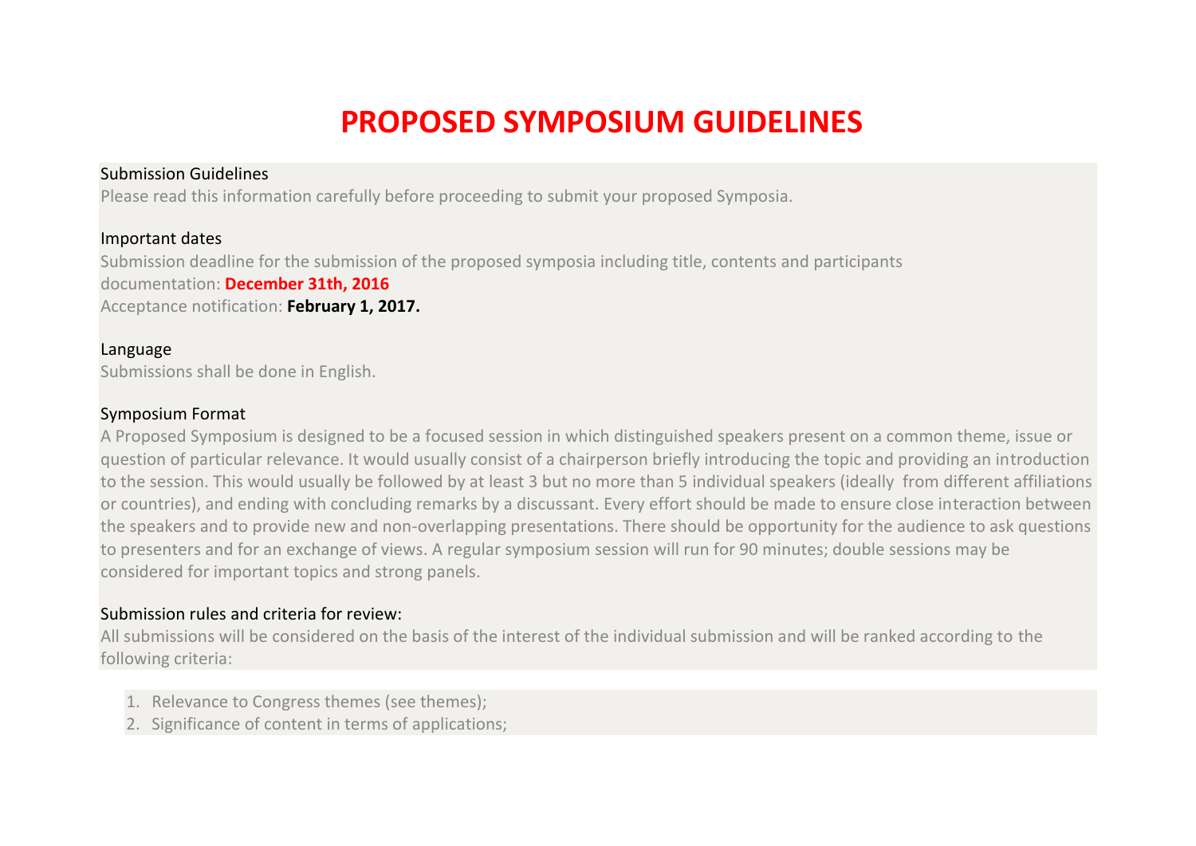# PROPOSED SYMPOSIUM GUIDELINES

### Submission Guidelines

Please read this information carefully before proceeding to submit your proposed Symposia.

### Important dates

Submission deadline for the submission of the proposed symposia including title, contents and participants documentation: **December 31th, 2016**

Acceptance notification: **February 1, 2017.**

### Language

Submissions shall be done in English.

### Symposium Format

A Proposed Symposium is designed to be a focused session in which distinguished speakers present on a common theme, issue or question of particular relevance. It would usually consist of a chairperson briefly introducing the topic and providing an introduction to the session. This would usually be followed by at least 3 but no more than 5 individual speakers (ideally from different affiliations or countries), and ending with concluding remarks by a discussant. Every effort should be made to ensure close interaction between the speakers and to provide new and non-overlapping presentations. There should be opportunity for the audience to ask questions to presenters and for an exchange of views. A regular symposium session will run for 90 minutes; double sessions may be considered for important topics and strong panels.

### Submission rules and criteria for review:

All submissions will be considered on the basis of the interest of the individual submission and will be ranked according to the following criteria:

1. Relevance to Congress themes (see themes);
2. Significance of content in terms of applications;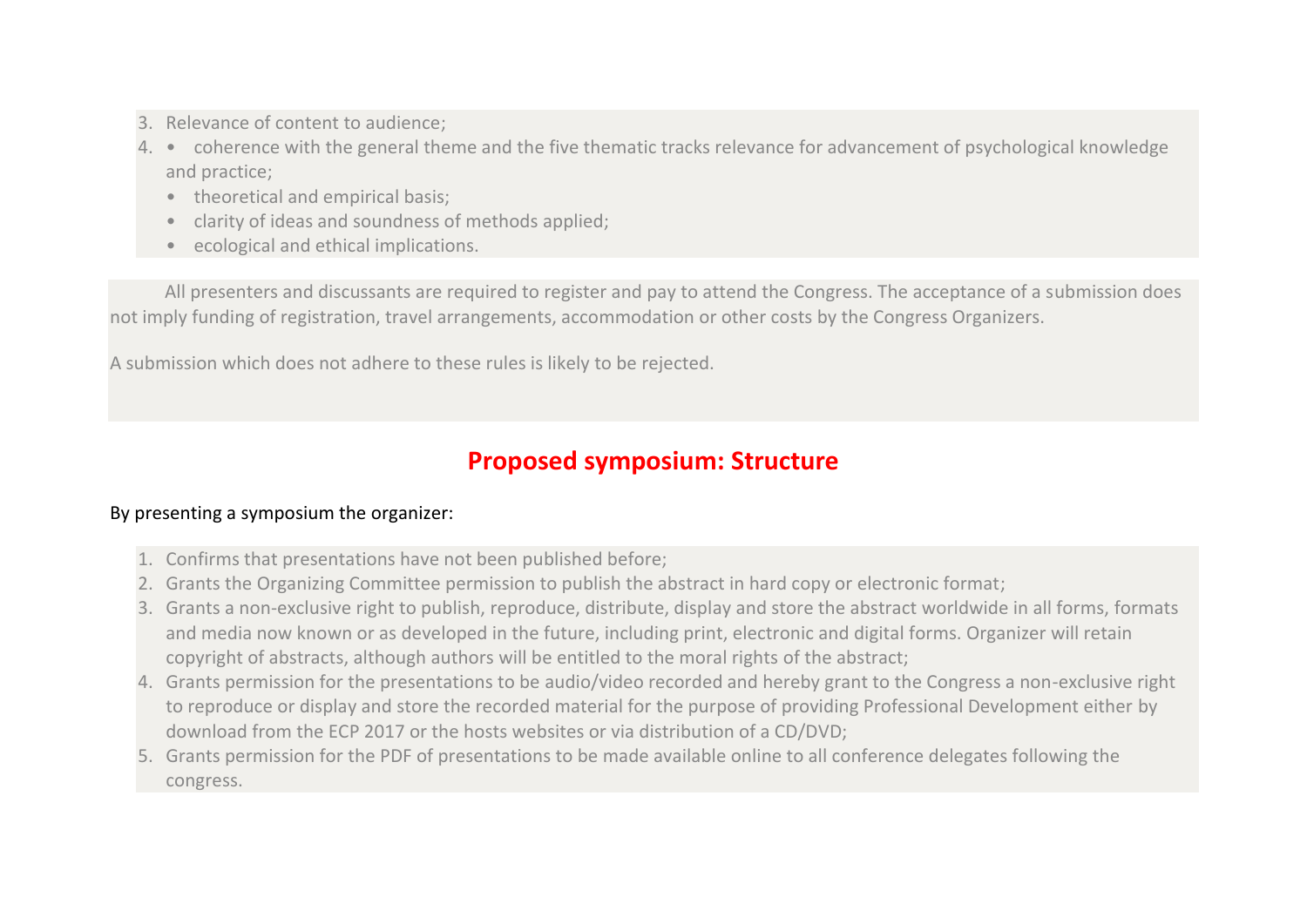3. Relevance of content to audience;
4. • coherence with the general theme and the five thematic tracks relevance for advancement of psychological knowledge and practice;
   - theoretical and empirical basis;
   - clarity of ideas and soundness of methods applied;
   - ecological and ethical implications.

All presenters and discussants are required to register and pay to attend the Congress. The acceptance of a submission does not imply funding of registration, travel arrangements, accommodation or other costs by the Congress Organizers.

A submission which does not adhere to these rules is likely to be rejected.

## Proposed symposium: Structure

By presenting a symposium the organizer:

1. Confirms that presentations have not been published before;
2. Grants the Organizing Committee permission to publish the abstract in hard copy or electronic format;
3. Grants a non-exclusive right to publish, reproduce, distribute, display and store the abstract worldwide in all forms, formats and media now known or as developed in the future, including print, electronic and digital forms. Organizer will retain copyright of abstracts, although authors will be entitled to the moral rights of the abstract;
4. Grants permission for the presentations to be audio/video recorded and hereby grant to the Congress a non-exclusive right to reproduce or display and store the recorded material for the purpose of providing Professional Development either by download from the ECP 2017 or the hosts websites or via distribution of a CD/DVD;
5. Grants permission for the PDF of presentations to be made available online to all conference delegates following the congress.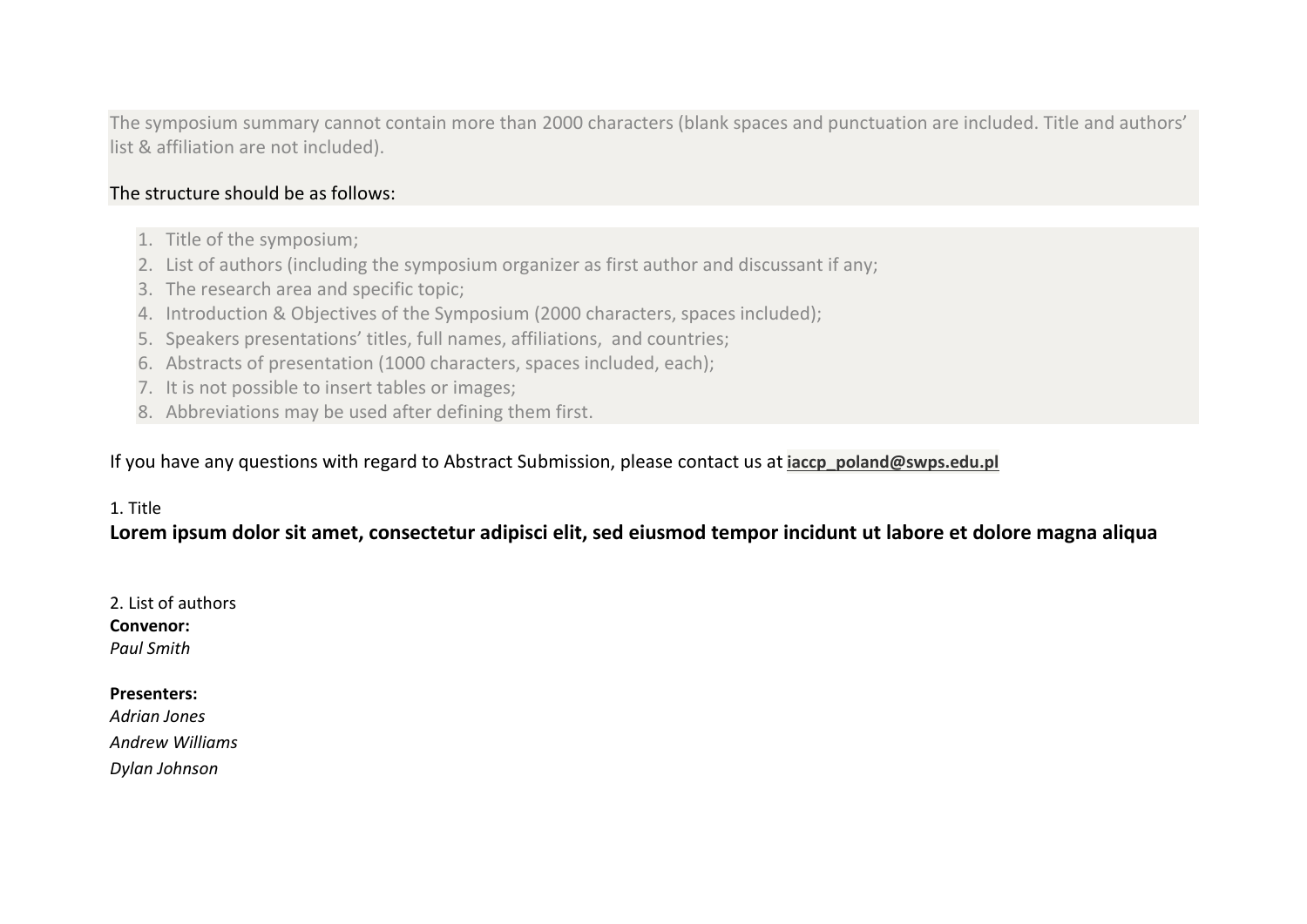The symposium summary cannot contain more than 2000 characters (blank spaces and punctuation are included. Title and authors' list & affiliation are not included).

The structure should be as follows:

1. Title of the symposium;
2. List of authors (including the symposium organizer as first author and discussant if any;
3. The research area and specific topic;
4. Introduction & Objectives of the Symposium (2000 characters, spaces included);
5. Speakers presentations' titles, full names, affiliations, and countries;
6. Abstracts of presentation (1000 characters, spaces included, each);
7. It is not possible to insert tables or images;
8. Abbreviations may be used after defining them first.

If you have any questions with regard to Abstract Submission, please contact us at **iaccp_poland@swps.edu.pl**

1. Title

**Lorem ipsum dolor sit amet, consectetur adipisci elit, sed eiusmod tempor incidunt ut labore et dolore magna aliqua**

2. List of authors

**Convenor:**

*Paul Smith*

**Presenters:**

*Adrian Jones*

*Andrew Williams*

*Dylan Johnson*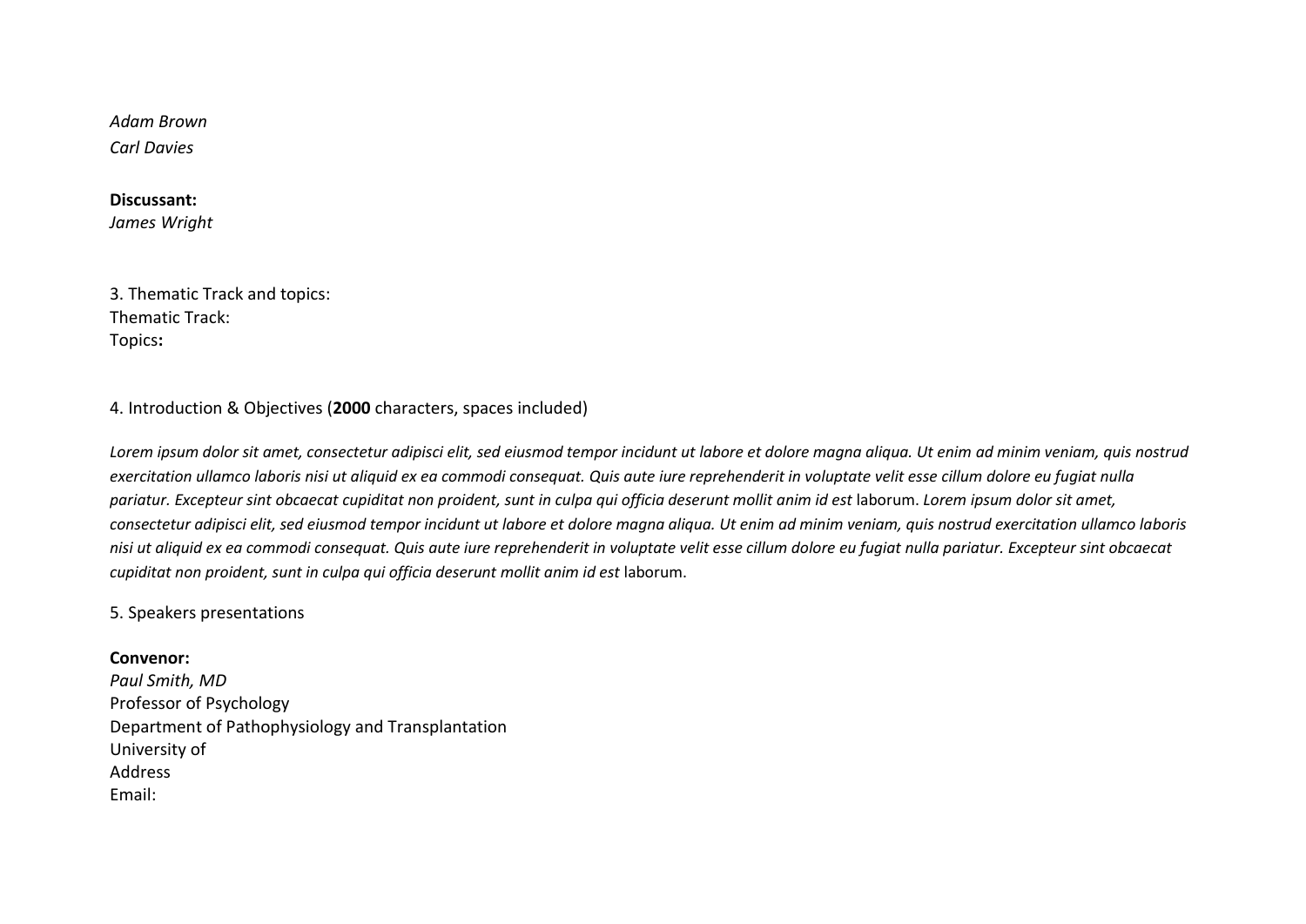*Adam Brown*
*Carl Davies*

**Discussant:**
*James Wright*

3. Thematic Track and topics:
Thematic Track:
Topics**:**

4. Introduction & Objectives (**2000** characters, spaces included)

*Lorem ipsum dolor sit amet, consectetur adipisci elit, sed eiusmod tempor incidunt ut labore et dolore magna aliqua. Ut enim ad minim veniam, quis nostrud exercitation ullamco laboris nisi ut aliquid ex ea commodi consequat. Quis aute iure reprehenderit in voluptate velit esse cillum dolore eu fugiat nulla pariatur. Excepteur sint obcaecat cupiditat non proident, sunt in culpa qui officia deserunt mollit anim id est* laborum. *Lorem ipsum dolor sit amet, consectetur adipisci elit, sed eiusmod tempor incidunt ut labore et dolore magna aliqua. Ut enim ad minim veniam, quis nostrud exercitation ullamco laboris nisi ut aliquid ex ea commodi consequat. Quis aute iure reprehenderit in voluptate velit esse cillum dolore eu fugiat nulla pariatur. Excepteur sint obcaecat cupiditat non proident, sunt in culpa qui officia deserunt mollit anim id est* laborum.

5. Speakers presentations

**Convenor:**
*Paul Smith, MD*
Professor of Psychology
Department of Pathophysiology and Transplantation
University of
Address
Email: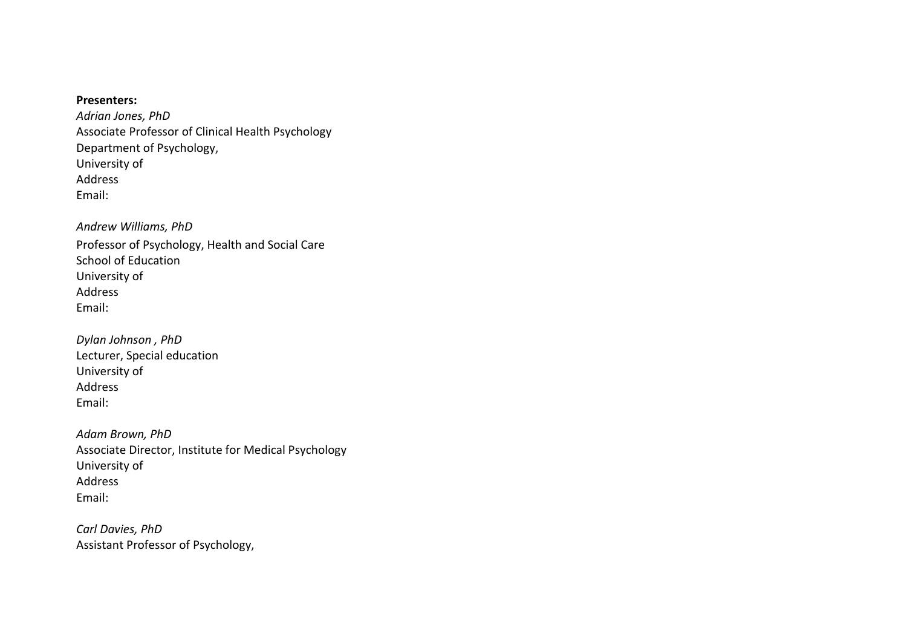**Presenters:**

*Adrian Jones, PhD*
Associate Professor of Clinical Health Psychology
Department of Psychology,
University of
Address
Email:

*Andrew Williams, PhD*
Professor of Psychology, Health and Social Care
School of Education
University of
Address
Email:

*Dylan Johnson , PhD*
Lecturer, Special education
University of
Address
Email:

*Adam Brown, PhD*
Associate Director, Institute for Medical Psychology
University of
Address
Email:

*Carl Davies, PhD*
Assistant Professor of Psychology,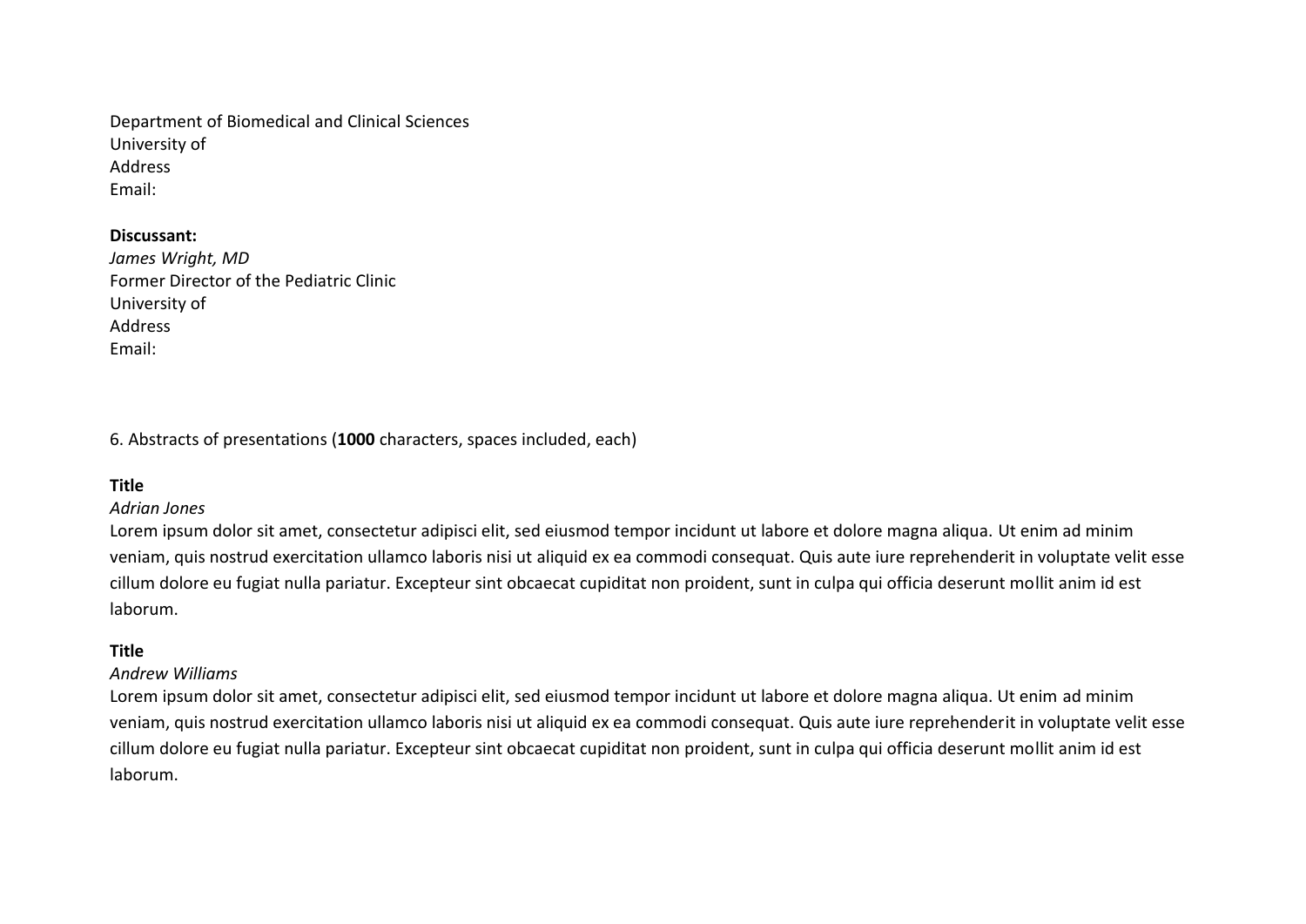Department of Biomedical and Clinical Sciences
University of
Address
Email:

**Discussant:**
*James Wright, MD*
Former Director of the Pediatric Clinic
University of
Address
Email:

6. Abstracts of presentations (**1000** characters, spaces included, each)

**Title**
*Adrian Jones*
Lorem ipsum dolor sit amet, consectetur adipisci elit, sed eiusmod tempor incidunt ut labore et dolore magna aliqua. Ut enim ad minim veniam, quis nostrud exercitation ullamco laboris nisi ut aliquid ex ea commodi consequat. Quis aute iure reprehenderit in voluptate velit esse cillum dolore eu fugiat nulla pariatur. Excepteur sint obcaecat cupiditat non proident, sunt in culpa qui officia deserunt mollit anim id est laborum.

**Title**
*Andrew Williams*
Lorem ipsum dolor sit amet, consectetur adipisci elit, sed eiusmod tempor incidunt ut labore et dolore magna aliqua. Ut enim ad minim veniam, quis nostrud exercitation ullamco laboris nisi ut aliquid ex ea commodi consequat. Quis aute iure reprehenderit in voluptate velit esse cillum dolore eu fugiat nulla pariatur. Excepteur sint obcaecat cupiditat non proident, sunt in culpa qui officia deserunt mollit anim id est laborum.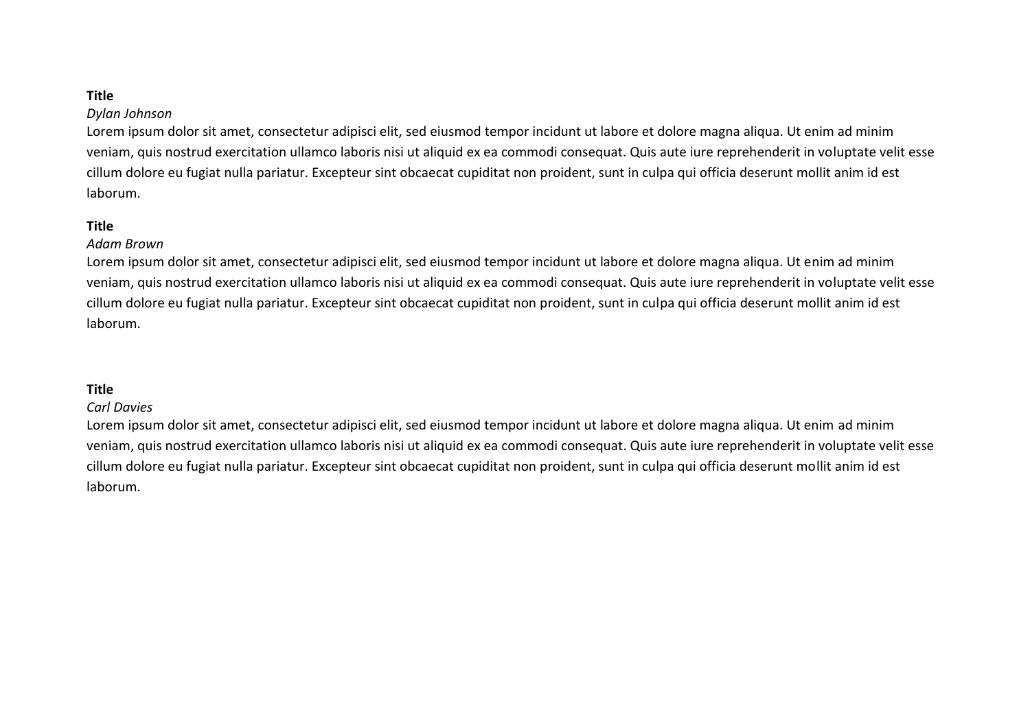**Title**

*Dylan Johnson*

Lorem ipsum dolor sit amet, consectetur adipisci elit, sed eiusmod tempor incidunt ut labore et dolore magna aliqua. Ut enim ad minim veniam, quis nostrud exercitation ullamco laboris nisi ut aliquid ex ea commodi consequat. Quis aute iure reprehenderit in voluptate velit esse cillum dolore eu fugiat nulla pariatur. Excepteur sint obcaecat cupiditat non proident, sunt in culpa qui officia deserunt mollit anim id est laborum.

**Title**

*Adam Brown*

Lorem ipsum dolor sit amet, consectetur adipisci elit, sed eiusmod tempor incidunt ut labore et dolore magna aliqua. Ut enim ad minim veniam, quis nostrud exercitation ullamco laboris nisi ut aliquid ex ea commodi consequat. Quis aute iure reprehenderit in voluptate velit esse cillum dolore eu fugiat nulla pariatur. Excepteur sint obcaecat cupiditat non proident, sunt in culpa qui officia deserunt mollit anim id est laborum.

**Title**

*Carl Davies*

Lorem ipsum dolor sit amet, consectetur adipisci elit, sed eiusmod tempor incidunt ut labore et dolore magna aliqua. Ut enim ad minim veniam, quis nostrud exercitation ullamco laboris nisi ut aliquid ex ea commodi consequat. Quis aute iure reprehenderit in voluptate velit esse cillum dolore eu fugiat nulla pariatur. Excepteur sint obcaecat cupiditat non proident, sunt in culpa qui officia deserunt mollit anim id est laborum.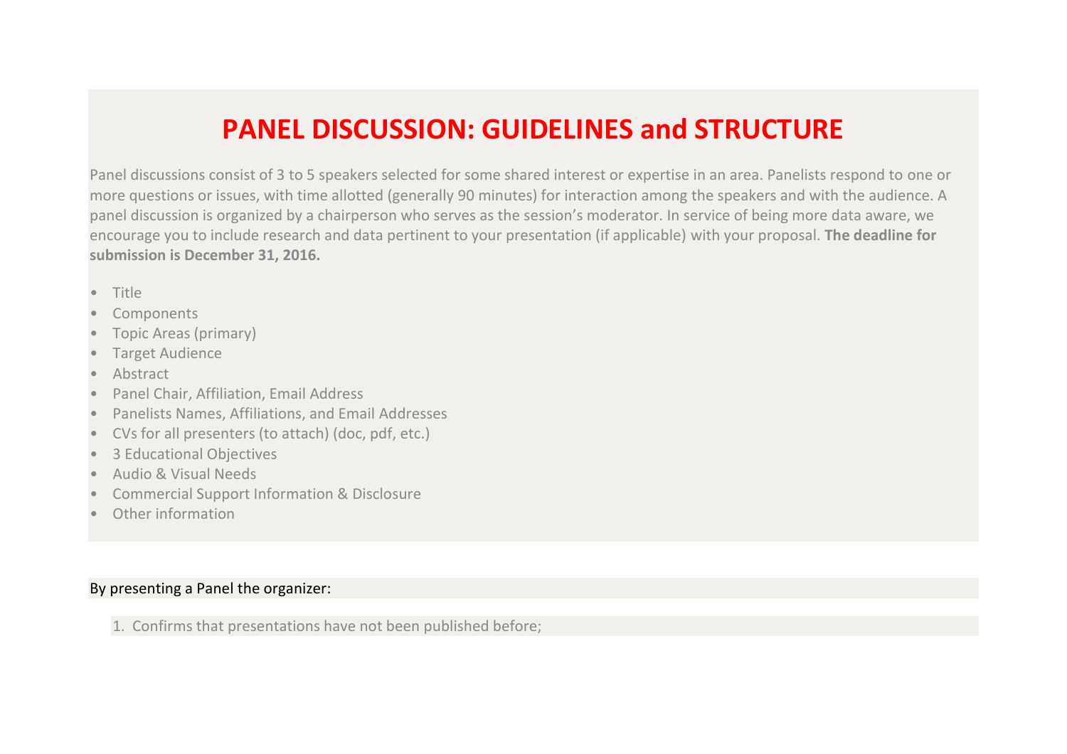# PANEL DISCUSSION: GUIDELINES and STRUCTURE

Panel discussions consist of 3 to 5 speakers selected for some shared interest or expertise in an area. Panelists respond to one or more questions or issues, with time allotted (generally 90 minutes) for interaction among the speakers and with the audience. A panel discussion is organized by a chairperson who serves as the session's moderator. In service of being more data aware, we encourage you to include research and data pertinent to your presentation (if applicable) with your proposal. **The deadline for submission is December 31, 2016.**

- Title
- Components
- Topic Areas (primary)
- Target Audience
- Abstract
- Panel Chair, Affiliation, Email Address
- Panelists Names, Affiliations, and Email Addresses
- CVs for all presenters (to attach) (doc, pdf, etc.)
- 3 Educational Objectives
- Audio & Visual Needs
- Commercial Support Information & Disclosure
- Other information

By presenting a Panel the organizer:

1. Confirms that presentations have not been published before;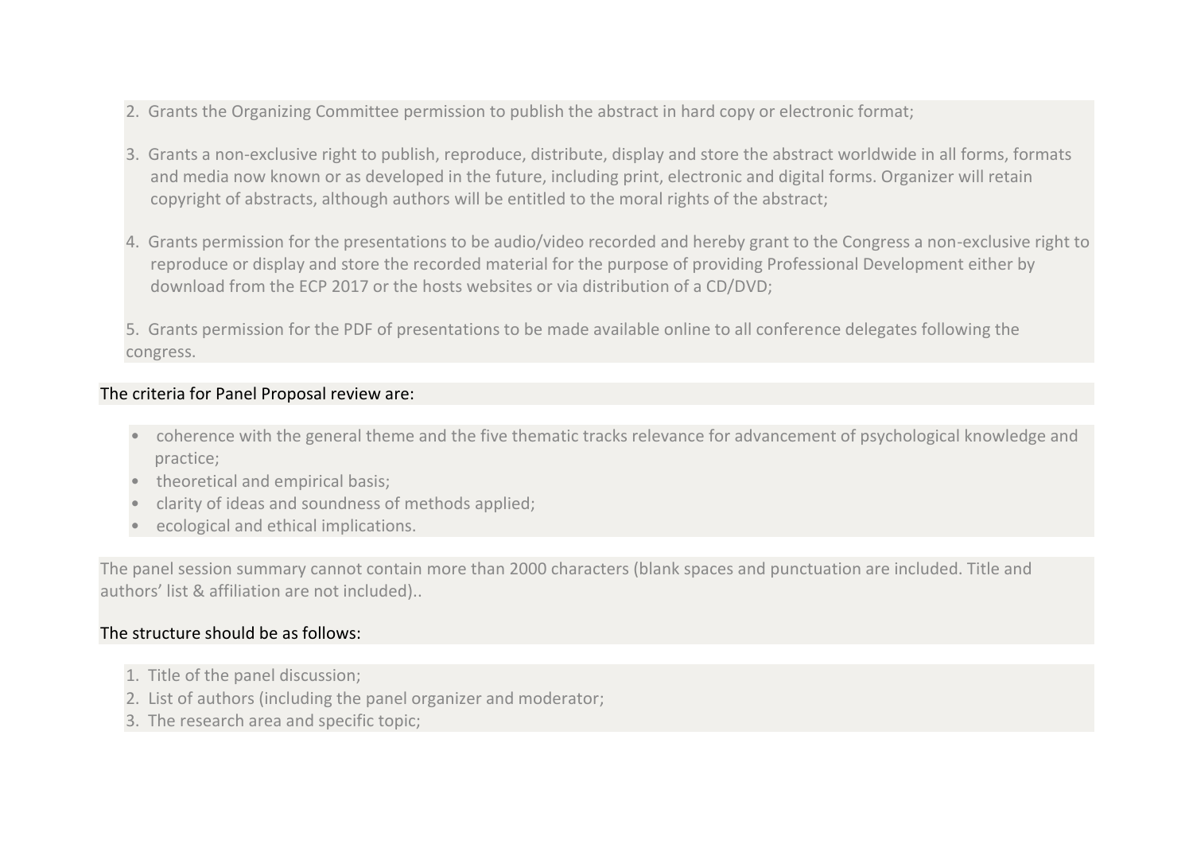2. Grants the Organizing Committee permission to publish the abstract in hard copy or electronic format;

3. Grants a non-exclusive right to publish, reproduce, distribute, display and store the abstract worldwide in all forms, formats and media now known or as developed in the future, including print, electronic and digital forms. Organizer will retain copyright of abstracts, although authors will be entitled to the moral rights of the abstract;

4. Grants permission for the presentations to be audio/video recorded and hereby grant to the Congress a non-exclusive right to reproduce or display and store the recorded material for the purpose of providing Professional Development either by download from the ECP 2017 or the hosts websites or via distribution of a CD/DVD;

5. Grants permission for the PDF of presentations to be made available online to all conference delegates following the congress.

The criteria for Panel Proposal review are:

- coherence with the general theme and the five thematic tracks relevance for advancement of psychological knowledge and practice;
- theoretical and empirical basis;
- clarity of ideas and soundness of methods applied;
- ecological and ethical implications.

The panel session summary cannot contain more than 2000 characters (blank spaces and punctuation are included. Title and authors' list & affiliation are not included)..

The structure should be as follows:

1. Title of the panel discussion;
2. List of authors (including the panel organizer and moderator;
3. The research area and specific topic;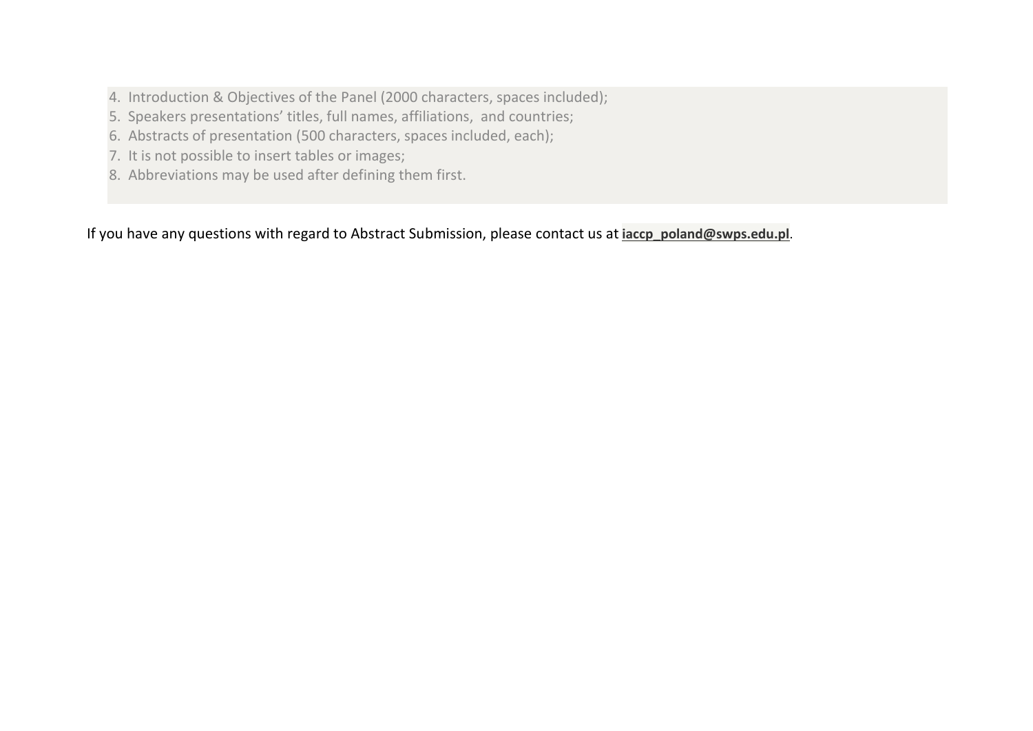4. Introduction & Objectives of the Panel (2000 characters, spaces included);
5. Speakers presentations' titles, full names, affiliations, and countries;
6. Abstracts of presentation (500 characters, spaces included, each);
7. It is not possible to insert tables or images;
8. Abbreviations may be used after defining them first.

If you have any questions with regard to Abstract Submission, please contact us at **iaccp_poland@swps.edu.pl**.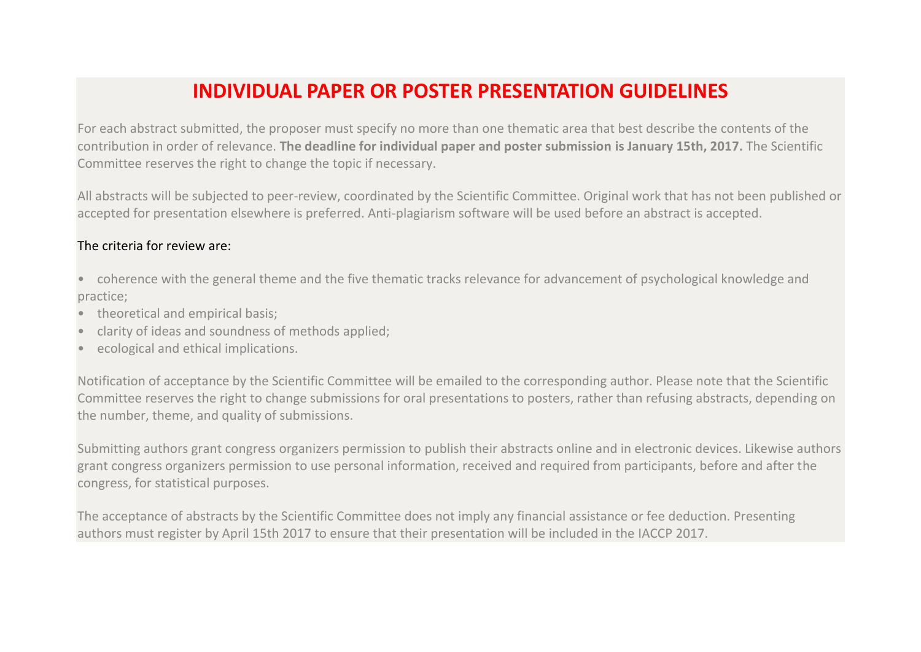# INDIVIDUAL PAPER OR POSTER PRESENTATION GUIDELINES

For each abstract submitted, the proposer must specify no more than one thematic area that best describe the contents of the contribution in order of relevance. **The deadline for individual paper and poster submission is January 15th, 2017.** The Scientific Committee reserves the right to change the topic if necessary.

All abstracts will be subjected to peer-review, coordinated by the Scientific Committee. Original work that has not been published or accepted for presentation elsewhere is preferred. Anti-plagiarism software will be used before an abstract is accepted.

The criteria for review are:

- coherence with the general theme and the five thematic tracks relevance for advancement of psychological knowledge and practice;
- theoretical and empirical basis;
- clarity of ideas and soundness of methods applied;
- ecological and ethical implications.

Notification of acceptance by the Scientific Committee will be emailed to the corresponding author. Please note that the Scientific Committee reserves the right to change submissions for oral presentations to posters, rather than refusing abstracts, depending on the number, theme, and quality of submissions.

Submitting authors grant congress organizers permission to publish their abstracts online and in electronic devices. Likewise authors grant congress organizers permission to use personal information, received and required from participants, before and after the congress, for statistical purposes.

The acceptance of abstracts by the Scientific Committee does not imply any financial assistance or fee deduction. Presenting authors must register by April 15th 2017 to ensure that their presentation will be included in the IACCP 2017.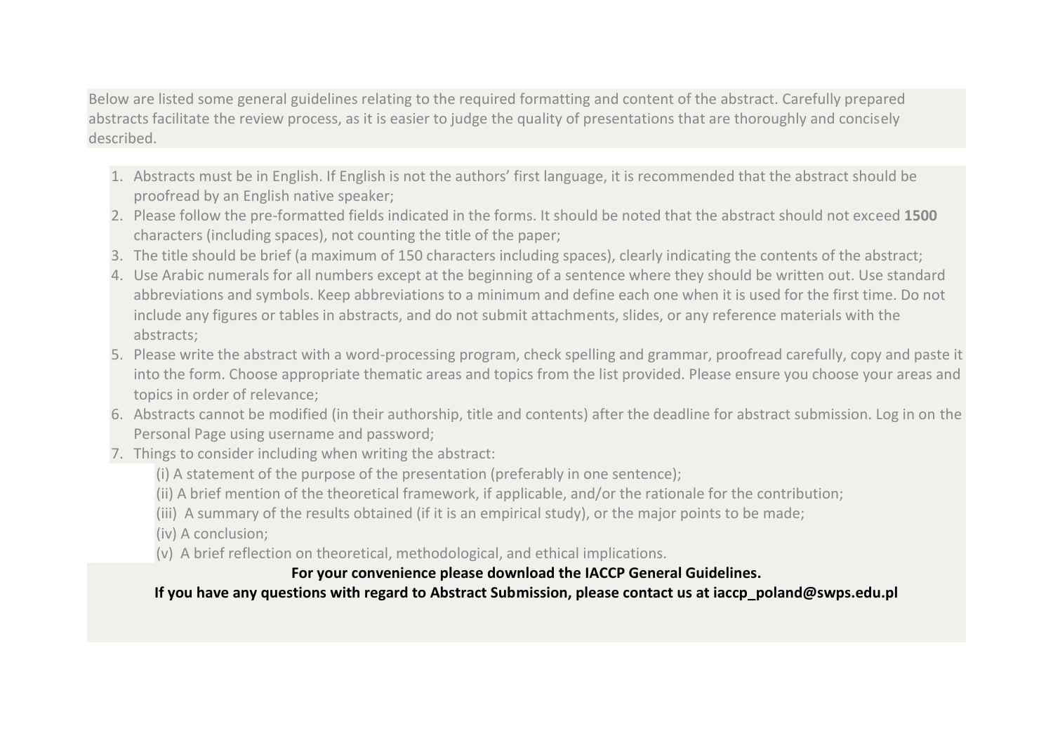Below are listed some general guidelines relating to the required formatting and content of the abstract. Carefully prepared abstracts facilitate the review process, as it is easier to judge the quality of presentations that are thoroughly and concisely described.

1. Abstracts must be in English. If English is not the authors' first language, it is recommended that the abstract should be proofread by an English native speaker;
2. Please follow the pre-formatted fields indicated in the forms. It should be noted that the abstract should not exceed **1500** characters (including spaces), not counting the title of the paper;
3. The title should be brief (a maximum of 150 characters including spaces), clearly indicating the contents of the abstract;
4. Use Arabic numerals for all numbers except at the beginning of a sentence where they should be written out. Use standard abbreviations and symbols. Keep abbreviations to a minimum and define each one when it is used for the first time. Do not include any figures or tables in abstracts, and do not submit attachments, slides, or any reference materials with the abstracts;
5. Please write the abstract with a word-processing program, check spelling and grammar, proofread carefully, copy and paste it into the form. Choose appropriate thematic areas and topics from the list provided. Please ensure you choose your areas and topics in order of relevance;
6. Abstracts cannot be modified (in their authorship, title and contents) after the deadline for abstract submission. Log in on the Personal Page using username and password;
7. Things to consider including when writing the abstract:
   (i) A statement of the purpose of the presentation (preferably in one sentence);
   (ii) A brief mention of the theoretical framework, if applicable, and/or the rationale for the contribution;
   (iii) A summary of the results obtained (if it is an empirical study), or the major points to be made;
   (iv) A conclusion;
   (v) A brief reflection on theoretical, methodological, and ethical implications.

**For your convenience please download the IACCP General Guidelines.**

**If you have any questions with regard to Abstract Submission, please contact us at iaccp_poland@swps.edu.pl**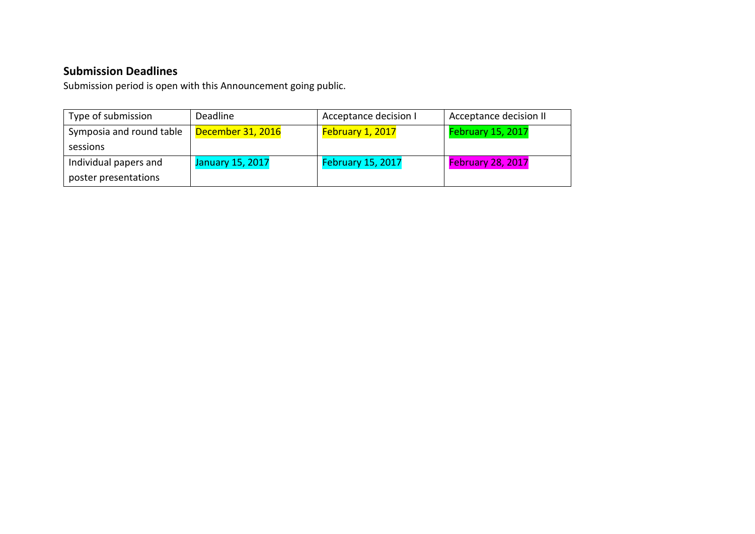## Submission Deadlines

Submission period is open with this Announcement going public.

| Type of submission | Deadline | Acceptance decision I | Acceptance decision II |
| --- | --- | --- | --- |
| Symposia and round table sessions | December 31, 2016 | February 1, 2017 | February 15, 2017 |
| Individual papers and poster presentations | January 15, 2017 | February 15, 2017 | February 28, 2017 |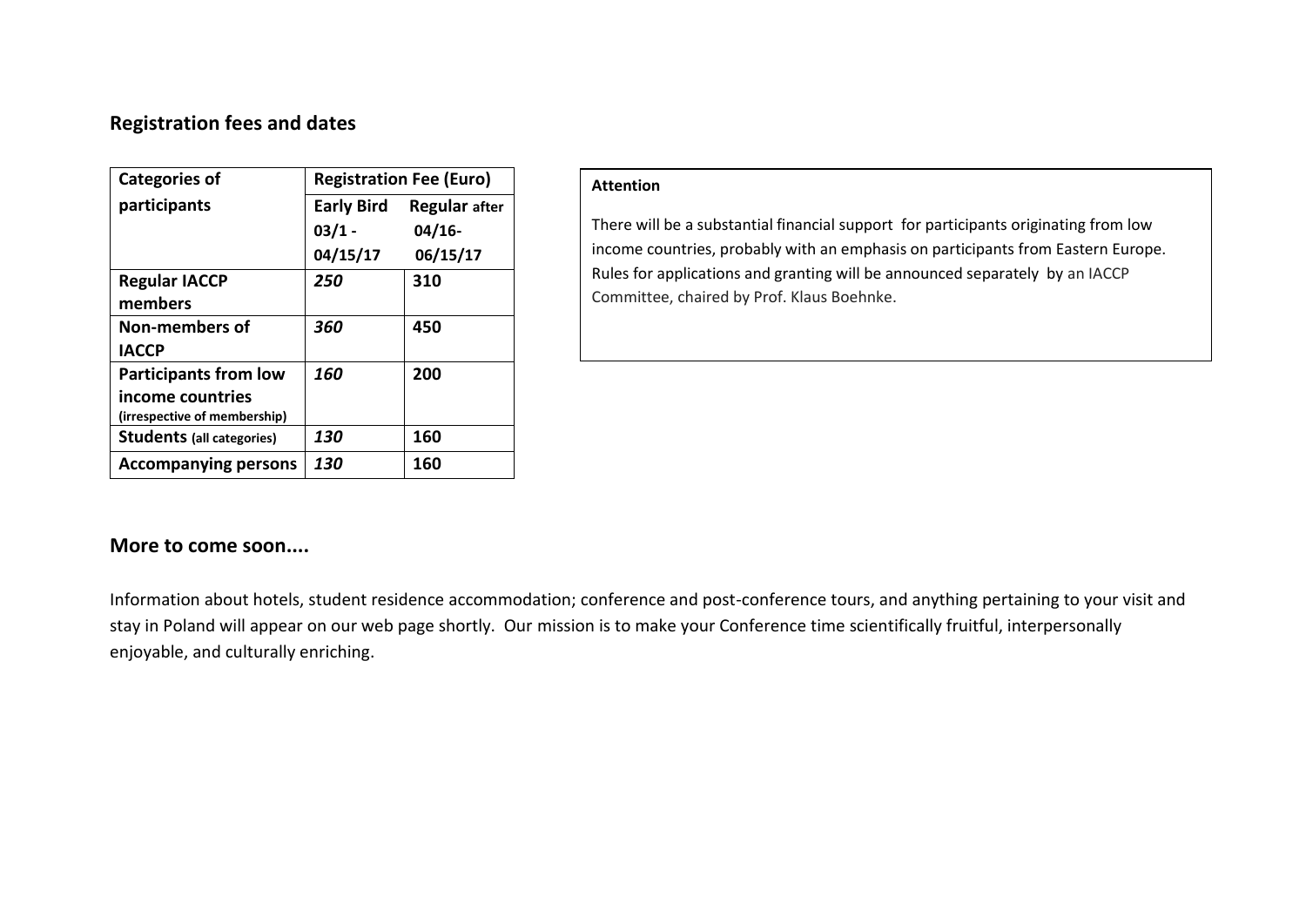## Registration fees and dates

| Categories of participants | Registration Fee (Euro) | |
|---|---|---|
| | Early Bird 03/1 - 04/15/17 | Regular after 04/16- 06/15/17 |
| **Regular IACCP members** | ***250*** | **310** |
| **Non-members of IACCP** | ***360*** | **450** |
| **Participants from low income countries** (irrespective of membership) | ***160*** | **200** |
| **Students** (all categories) | ***130*** | **160** |
| **Accompanying persons** | ***130*** | **160** |

**Attention**

There will be a substantial financial support for participants originating from low income countries, probably with an emphasis on participants from Eastern Europe. Rules for applications and granting will be announced separately by an IACCP Committee, chaired by Prof. Klaus Boehnke.

## More to come soon....

Information about hotels, student residence accommodation; conference and post-conference tours, and anything pertaining to your visit and stay in Poland will appear on our web page shortly. Our mission is to make your Conference time scientifically fruitful, interpersonally enjoyable, and culturally enriching.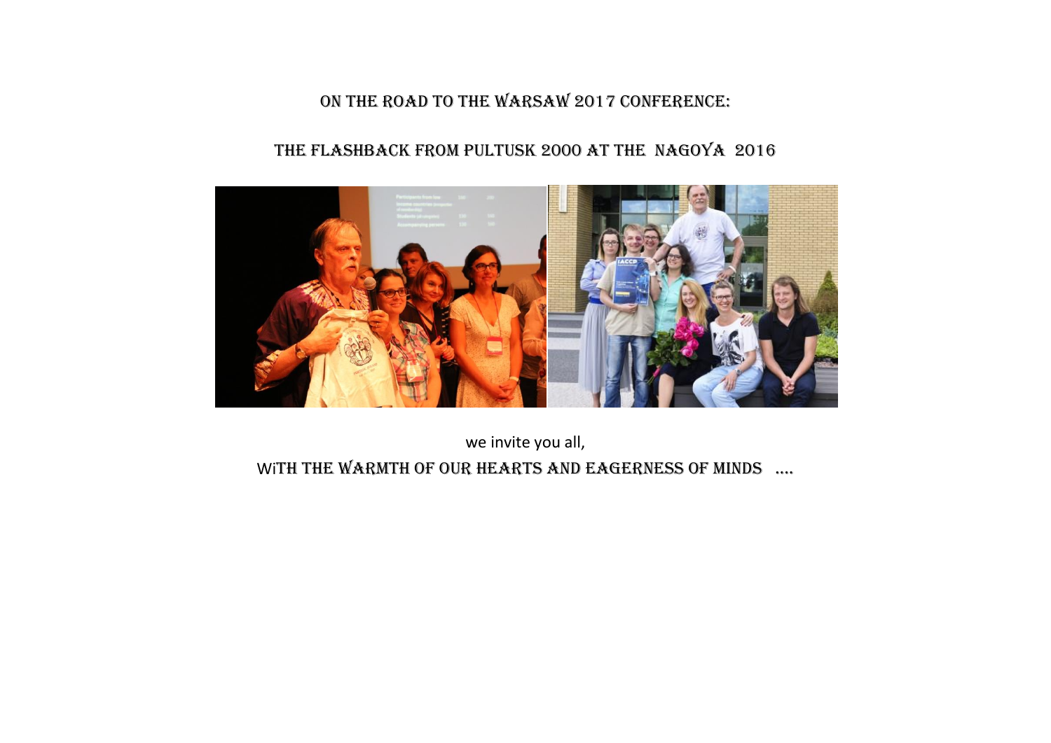ON THE ROAD TO THE WARSAW 2017 CONFERENCE:

THE FLASHBACK FROM PULTUSK 2000 AT THE NAGOYA 2016

we invite you all,

WiTH THE WARMTH OF OUR HEARTS AND EAGERNESS OF MINDS ....